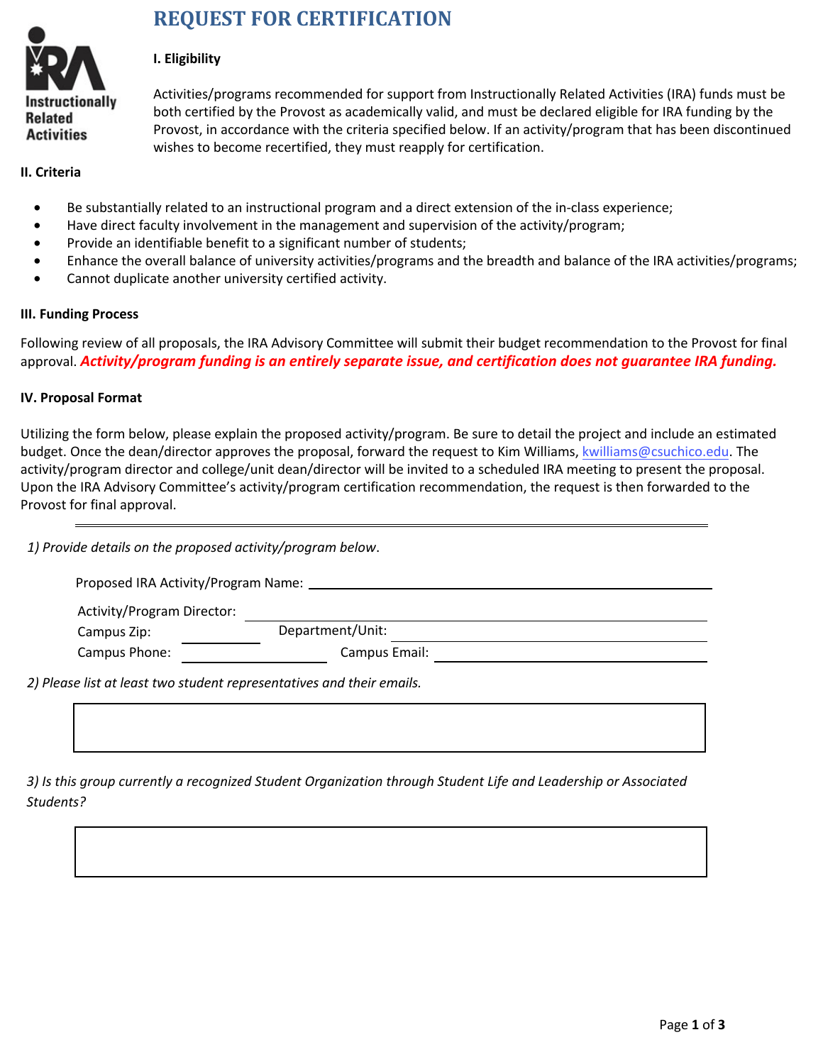# REQUEST FOR CERTIFICATION

Instructionally Related Activities

### I. Eligibility

Activities/programs recommended for support from Instructionally Related Activities (IRA) funds must be both certified by the Provost as academically valid, and must be declared eligible for IRA funding by the Provost, in accordance with the criteria specified below. If an activity/program that has been discontinued wishes to become recertified, they must reapply for certification.

### II. Criteria

- Be substantially related to an instructional program and a direct extension of the in-class experience;
- Have direct faculty involvement in the management and supervision of the activity/program;
- Provide an identifiable benefit to a significant number of students;
- Enhance the overall balance of university activities/programs and the breadth and balance of the IRA activities/programs;
- Cannot duplicate another university certified activity.

### III. Funding Process

Following review of all proposals, the IRA Advisory Committee will submit their budget recommendation to the Provost for final approval. ***Activity/program funding is an entirely separate issue, and certification does not guarantee IRA funding.***

### IV. Proposal Format

Utilizing the form below, please explain the proposed activity/program. Be sure to detail the project and include an estimated budget. Once the dean/director approves the proposal, forward the request to Kim Williams, kwilliams@csuchico.edu. The activity/program director and college/unit dean/director will be invited to a scheduled IRA meeting to present the proposal. Upon the IRA Advisory Committee's activity/program certification recommendation, the request is then forwarded to the Provost for final approval.

---

*1) Provide details on the proposed activity/program below.*

Proposed IRA Activity/Program Name: ______________________________

Activity/Program Director: ______________________________

Campus Zip: __________ Department/Unit: ______________________________

Campus Phone: __________ Campus Email: ______________________________

*2) Please list at least two student representatives and their emails.*

| |
|---|
| |

*3) Is this group currently a recognized Student Organization through Student Life and Leadership or Associated Students?*

| |
|---|
| |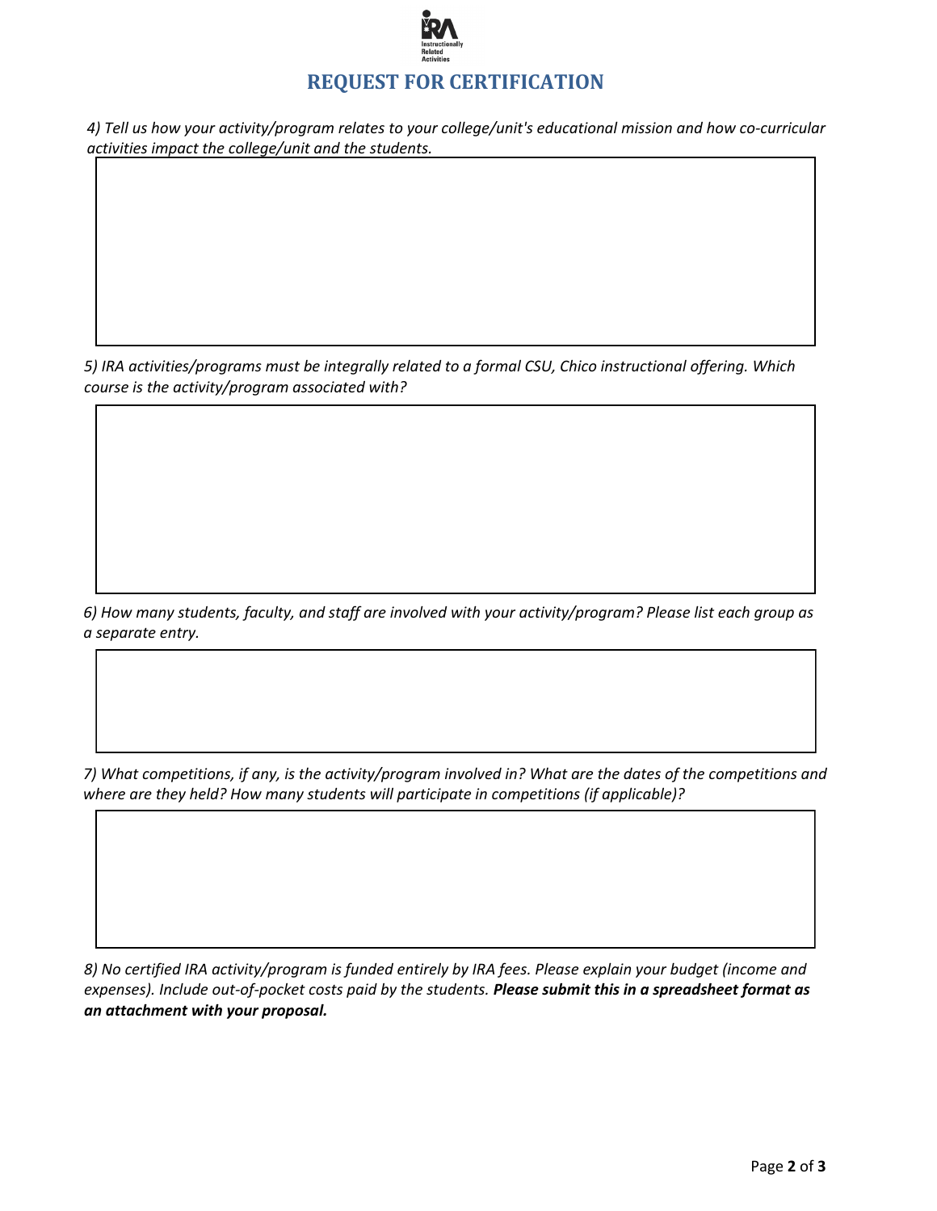# REQUEST FOR CERTIFICATION

*4) Tell us how your activity/program relates to your college/unit's educational mission and how co-curricular activities impact the college/unit and the students.*

*5) IRA activities/programs must be integrally related to a formal CSU, Chico instructional offering. Which course is the activity/program associated with?*

*6) How many students, faculty, and staff are involved with your activity/program? Please list each group as a separate entry.*

*7) What competitions, if any, is the activity/program involved in? What are the dates of the competitions and where are they held? How many students will participate in competitions (if applicable)?*

*8) No certified IRA activity/program is funded entirely by IRA fees. Please explain your budget (income and expenses). Include out-of-pocket costs paid by the students.* ***Please submit this in a spreadsheet format as an attachment with your proposal.***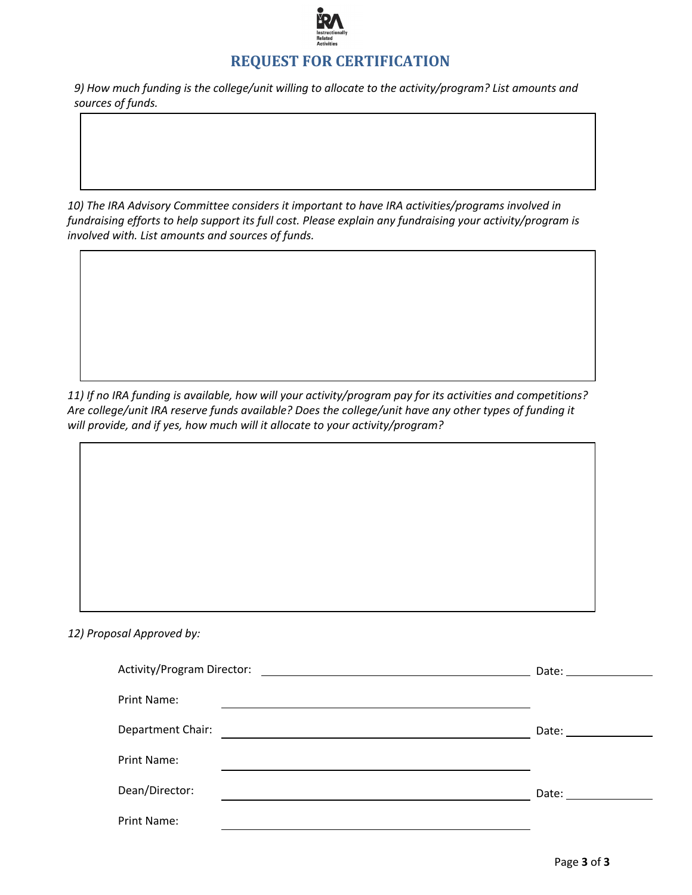# REQUEST FOR CERTIFICATION

*9) How much funding is the college/unit willing to allocate to the activity/program? List amounts and sources of funds.*

*10) The IRA Advisory Committee considers it important to have IRA activities/programs involved in fundraising efforts to help support its full cost. Please explain any fundraising your activity/program is involved with. List amounts and sources of funds.*

*11) If no IRA funding is available, how will your activity/program pay for its activities and competitions? Are college/unit IRA reserve funds available? Does the college/unit have any other types of funding it will provide, and if yes, how much will it allocate to your activity/program?*

*12) Proposal Approved by:*

Activity/Program Director: ______________________________ Date: __________

Print Name: ______________________________

Department Chair: ______________________________ Date: __________

Print Name: ______________________________

Dean/Director: ______________________________ Date: __________

Print Name: ______________________________